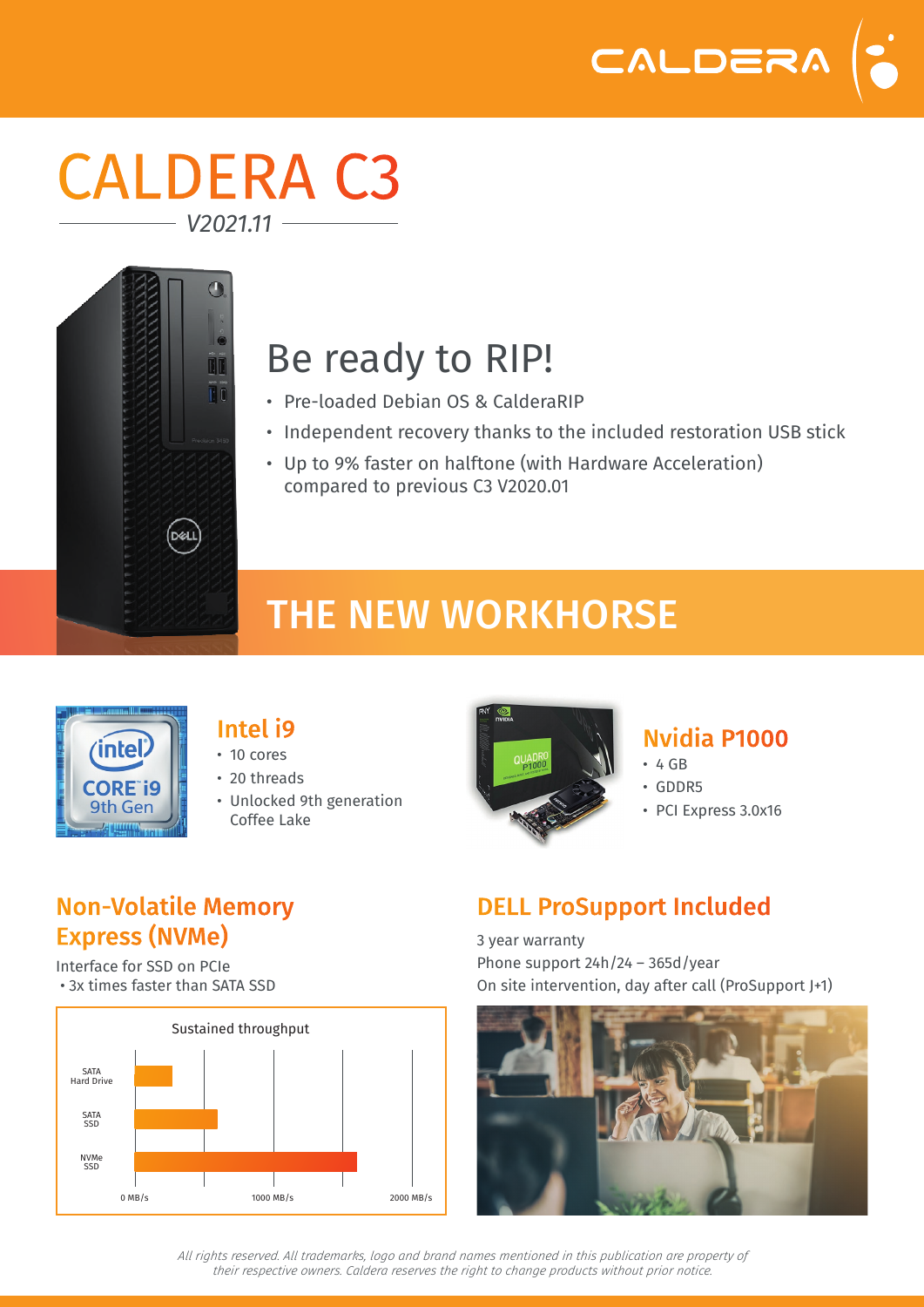# CALDERA C3

*V2021.11*

## Be ready to RIP!

- Pre-loaded Debian OS & CalderaRIP
- Independent recovery thanks to the included restoration USB stick
- Up to 9% faster on halftone (with Hardware Acceleration) compared to previous C3 V2020.01

## THE NEW WORKHORSE

### Intel i9

- 10 cores
- 20 threads
- Unlocked 9th generation Coffee Lake

### Nvidia P1000

- 4 GB
- GDDR5
- PCI Express 3.0x16

### Non-Volatile Memory Express (NVMe)

Interface for SSD on PCIe
- 3x times faster than SATA SSD

Sustained throughput

SATA Hard Drive
SATA SSD
NVMe SSD

0 MB/s, 1000 MB/s, 2000 MB/s

### DELL ProSupport Included

3 year warranty
Phone support 24h/24 – 365d/year
On site intervention, day after call (ProSupport J+1)

*All rights reserved. All trademarks, logo and brand names mentioned in this publication are property of their respective owners. Caldera reserves the right to change products without prior notice.*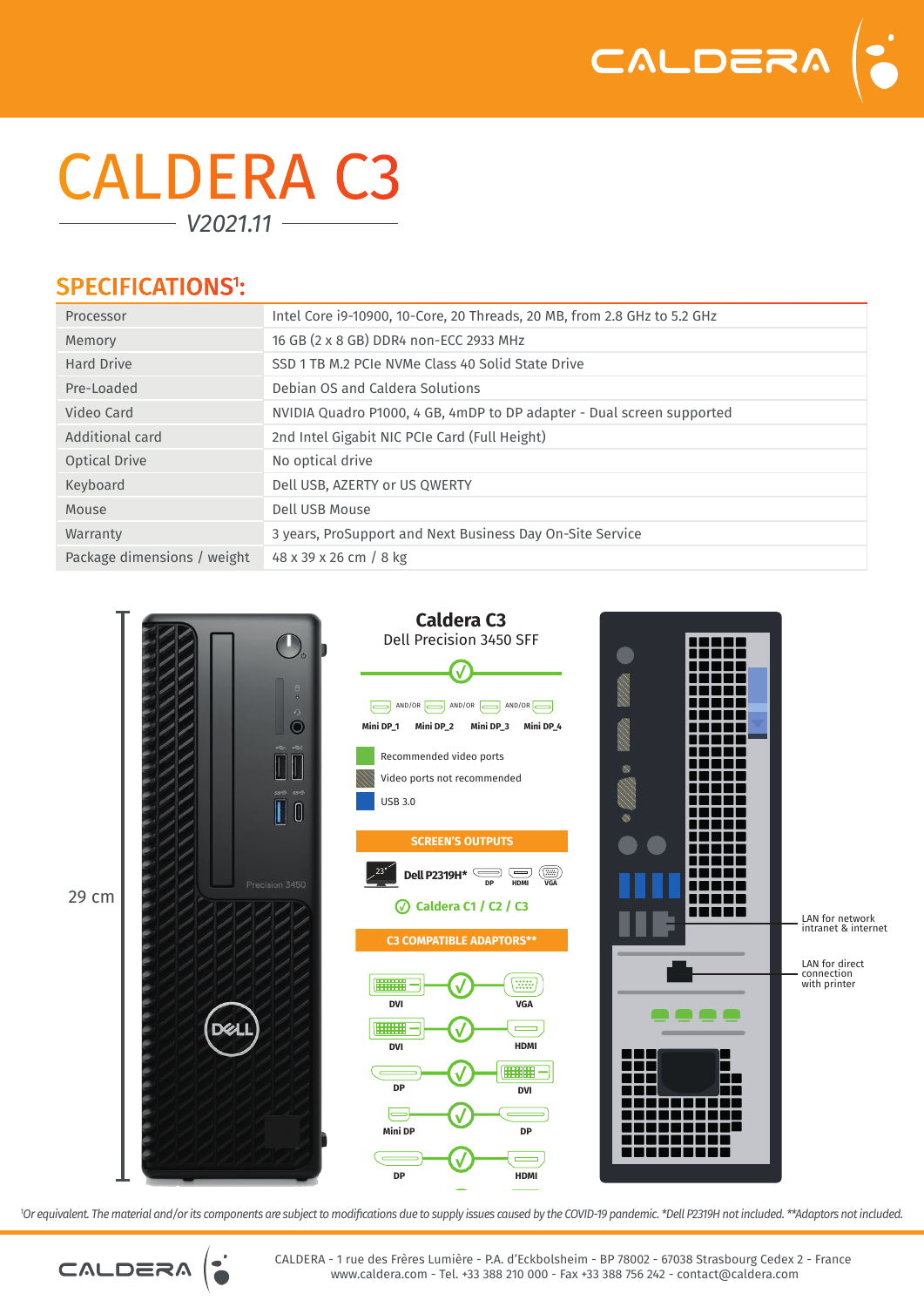# CALDERA C3

V2021.11

## SPECIFICATIONS[1]:

| | |
|---|---|
| Processor | Intel Core i9-10900, 10-Core, 20 Threads, 20 MB, from 2.8 GHz to 5.2 GHz |
| Memory | 16 GB (2 x 8 GB) DDR4 non-ECC 2933 MHz |
| Hard Drive | SSD 1 TB M.2 PCIe NVMe Class 40 Solid State Drive |
| Pre-Loaded | Debian OS and Caldera Solutions |
| Video Card | NVIDIA Quadro P1000, 4 GB, 4mDP to DP adapter - Dual screen supported |
| Additional card | 2nd Intel Gigabit NIC PCIe Card (Full Height) |
| Optical Drive | No optical drive |
| Keyboard | Dell USB, AZERTY or US QWERTY |
| Mouse | Dell USB Mouse |
| Warranty | 3 years, ProSupport and Next Business Day On-Site Service |
| Package dimensions / weight | 48 x 39 x 26 cm / 8 kg |

29 cm

Precision 3450

**Caldera C3**
Dell Precision 3450 SFF

Mini DP_1 AND/OR Mini DP_2 AND/OR Mini DP_3 AND/OR Mini DP_4

Recommended video ports
Video ports not recommended
USB 3.0

**SCREEN'S OUTPUTS**

23" **Dell P2319H*** DP HDMI VGA

Caldera C1 / C2 / C3

**C3 COMPATIBLE ADAPTORS****

DVI – VGA
DVI – HDMI
DP – DVI
Mini DP – DP
DP – HDMI

LAN for network intranet & internet

LAN for direct connection with printer

*[1]Or equivalent. The material and/or its components are subject to modifications due to supply issues caused by the COVID-19 pandemic. *Dell P2319H not included. **Adaptors not included.*

CALDERA - 1 rue des Frères Lumière - P.A. d'Eckbolsheim - BP 78002 - 67038 Strasbourg Cedex 2 - France
www.caldera.com - Tel. +33 388 210 000 - Fax +33 388 756 242 - contact@caldera.com